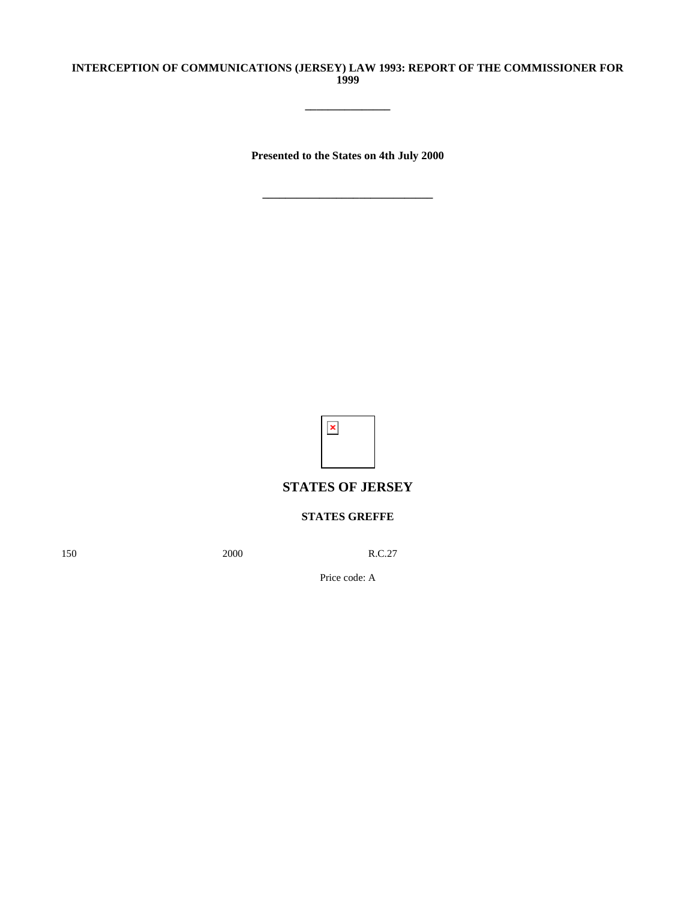**INTERCEPTION OF COMMUNICATIONS (JERSEY) LAW 1993: REPORT OF THE COMMISSIONER FOR 1999**

---

**Presented to the States on 4th July 2000**

---

## STATES OF JERSEY

**STATES GREFFE**

150 2000 R.C.27

Price code: A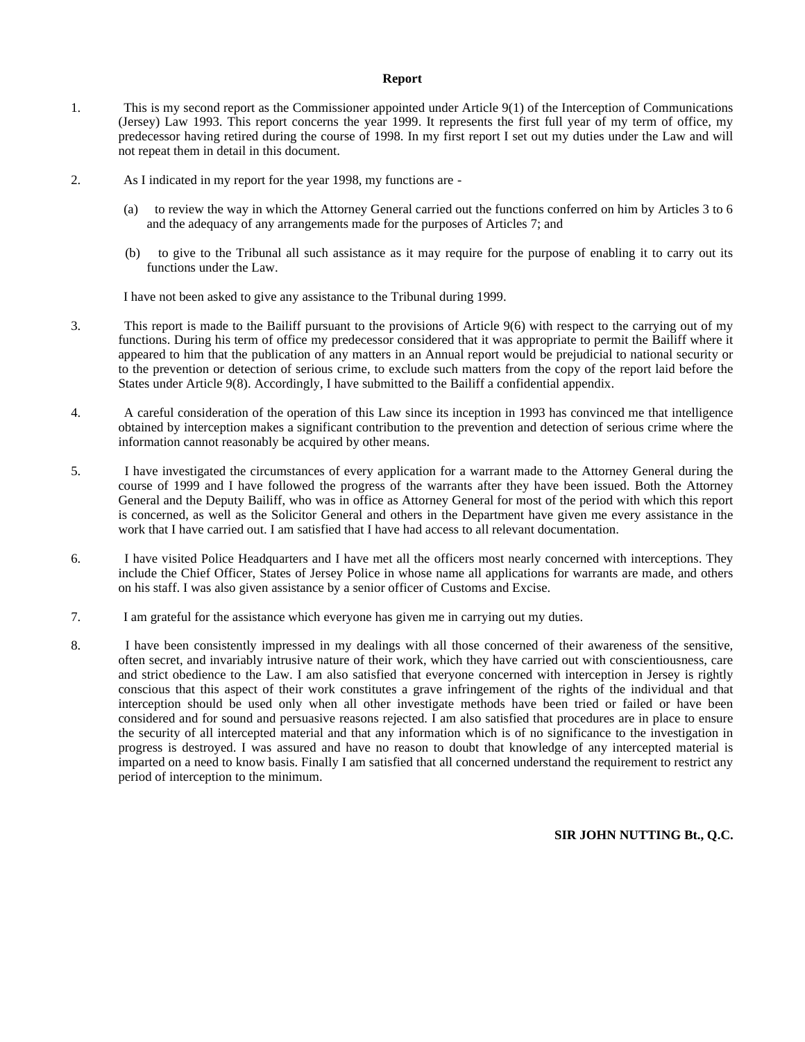**Report**

1. This is my second report as the Commissioner appointed under Article 9(1) of the Interception of Communications (Jersey) Law 1993. This report concerns the year 1999. It represents the first full year of my term of office, my predecessor having retired during the course of 1998. In my first report I set out my duties under the Law and will not repeat them in detail in this document.

2. As I indicated in my report for the year 1998, my functions are -

   (a) to review the way in which the Attorney General carried out the functions conferred on him by Articles 3 to 6 and the adequacy of any arrangements made for the purposes of Articles 7; and

   (b) to give to the Tribunal all such assistance as it may require for the purpose of enabling it to carry out its functions under the Law.

   I have not been asked to give any assistance to the Tribunal during 1999.

3. This report is made to the Bailiff pursuant to the provisions of Article 9(6) with respect to the carrying out of my functions. During his term of office my predecessor considered that it was appropriate to permit the Bailiff where it appeared to him that the publication of any matters in an Annual report would be prejudicial to national security or to the prevention or detection of serious crime, to exclude such matters from the copy of the report laid before the States under Article 9(8). Accordingly, I have submitted to the Bailiff a confidential appendix.

4. A careful consideration of the operation of this Law since its inception in 1993 has convinced me that intelligence obtained by interception makes a significant contribution to the prevention and detection of serious crime where the information cannot reasonably be acquired by other means.

5. I have investigated the circumstances of every application for a warrant made to the Attorney General during the course of 1999 and I have followed the progress of the warrants after they have been issued. Both the Attorney General and the Deputy Bailiff, who was in office as Attorney General for most of the period with which this report is concerned, as well as the Solicitor General and others in the Department have given me every assistance in the work that I have carried out. I am satisfied that I have had access to all relevant documentation.

6. I have visited Police Headquarters and I have met all the officers most nearly concerned with interceptions. They include the Chief Officer, States of Jersey Police in whose name all applications for warrants are made, and others on his staff. I was also given assistance by a senior officer of Customs and Excise.

7. I am grateful for the assistance which everyone has given me in carrying out my duties.

8. I have been consistently impressed in my dealings with all those concerned of their awareness of the sensitive, often secret, and invariably intrusive nature of their work, which they have carried out with conscientiousness, care and strict obedience to the Law. I am also satisfied that everyone concerned with interception in Jersey is rightly conscious that this aspect of their work constitutes a grave infringement of the rights of the individual and that interception should be used only when all other investigate methods have been tried or failed or have been considered and for sound and persuasive reasons rejected. I am also satisfied that procedures are in place to ensure the security of all intercepted material and that any information which is of no significance to the investigation in progress is destroyed. I was assured and have no reason to doubt that knowledge of any intercepted material is imparted on a need to know basis. Finally I am satisfied that all concerned understand the requirement to restrict any period of interception to the minimum.

**SIR JOHN NUTTING Bt., Q.C.**